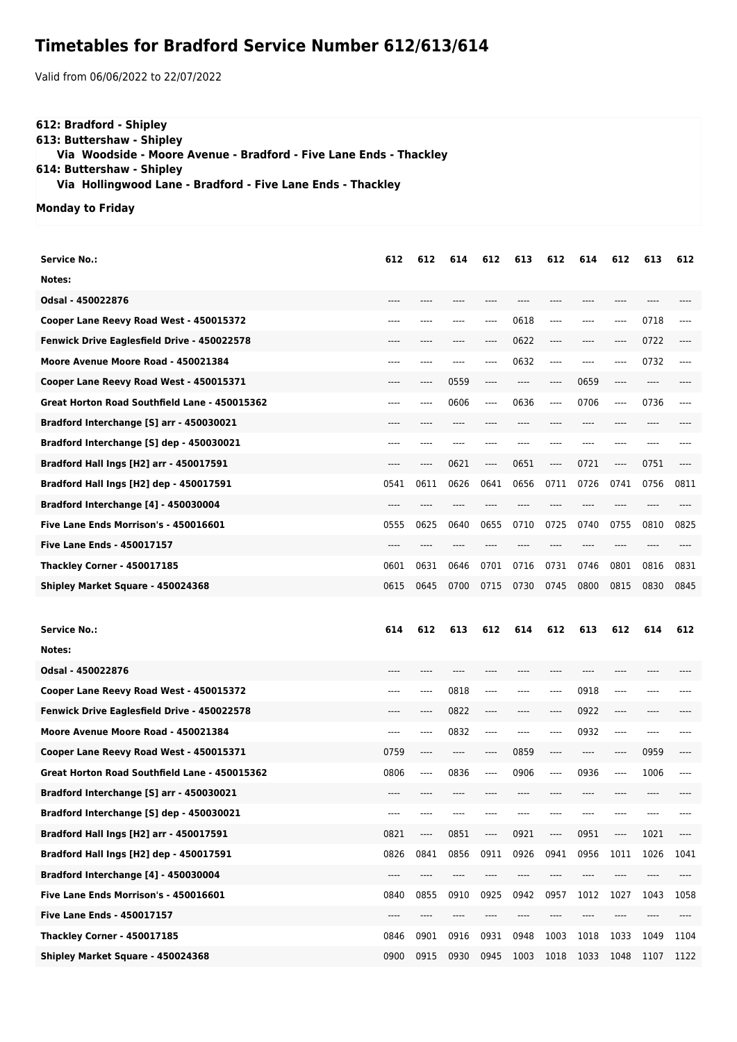# Timetables for Bradford Service Number 612/613/614

Valid from 06/06/2022 to 22/07/2022

**612: Bradford - Shipley**
**613: Buttershaw - Shipley**
**Via Woodside - Moore Avenue - Bradford - Five Lane Ends - Thackley**
**614: Buttershaw - Shipley**
**Via Hollingwood Lane - Bradford - Five Lane Ends - Thackley**

**Monday to Friday**

| Service No.: | 612 | 612 | 614 | 612 | 613 | 612 | 614 | 612 | 613 | 612 |
|---|---|---|---|---|---|---|---|---|---|---|
| Notes: | | | | | | | | | | |
| Odsal - 450022876 | ---- | ---- | ---- | ---- | ---- | ---- | ---- | ---- | ---- | ---- |
| Cooper Lane Reevy Road West - 450015372 | ---- | ---- | ---- | ---- | 0618 | ---- | ---- | ---- | 0718 | ---- |
| Fenwick Drive Eaglesfield Drive - 450022578 | ---- | ---- | ---- | ---- | 0622 | ---- | ---- | ---- | 0722 | ---- |
| Moore Avenue Moore Road - 450021384 | ---- | ---- | ---- | ---- | 0632 | ---- | ---- | ---- | 0732 | ---- |
| Cooper Lane Reevy Road West - 450015371 | ---- | ---- | 0559 | ---- | ---- | ---- | 0659 | ---- | ---- | ---- |
| Great Horton Road Southfield Lane - 450015362 | ---- | ---- | 0606 | ---- | 0636 | ---- | 0706 | ---- | 0736 | ---- |
| Bradford Interchange [S] arr - 450030021 | ---- | ---- | ---- | ---- | ---- | ---- | ---- | ---- | ---- | ---- |
| Bradford Interchange [S] dep - 450030021 | ---- | ---- | ---- | ---- | ---- | ---- | ---- | ---- | ---- | ---- |
| Bradford Hall Ings [H2] arr - 450017591 | ---- | ---- | 0621 | ---- | 0651 | ---- | 0721 | ---- | 0751 | ---- |
| Bradford Hall Ings [H2] dep - 450017591 | 0541 | 0611 | 0626 | 0641 | 0656 | 0711 | 0726 | 0741 | 0756 | 0811 |
| Bradford Interchange [4] - 450030004 | ---- | ---- | ---- | ---- | ---- | ---- | ---- | ---- | ---- | ---- |
| Five Lane Ends Morrison's - 450016601 | 0555 | 0625 | 0640 | 0655 | 0710 | 0725 | 0740 | 0755 | 0810 | 0825 |
| Five Lane Ends - 450017157 | ---- | ---- | ---- | ---- | ---- | ---- | ---- | ---- | ---- | ---- |
| Thackley Corner - 450017185 | 0601 | 0631 | 0646 | 0701 | 0716 | 0731 | 0746 | 0801 | 0816 | 0831 |
| Shipley Market Square - 450024368 | 0615 | 0645 | 0700 | 0715 | 0730 | 0745 | 0800 | 0815 | 0830 | 0845 |

| Service No.: | 614 | 612 | 613 | 612 | 614 | 612 | 613 | 612 | 614 | 612 |
|---|---|---|---|---|---|---|---|---|---|---|
| Notes: | | | | | | | | | | |
| Odsal - 450022876 | ---- | ---- | ---- | ---- | ---- | ---- | ---- | ---- | ---- | ---- |
| Cooper Lane Reevy Road West - 450015372 | ---- | ---- | 0818 | ---- | ---- | ---- | 0918 | ---- | ---- | ---- |
| Fenwick Drive Eaglesfield Drive - 450022578 | ---- | ---- | 0822 | ---- | ---- | ---- | 0922 | ---- | ---- | ---- |
| Moore Avenue Moore Road - 450021384 | ---- | ---- | 0832 | ---- | ---- | ---- | 0932 | ---- | ---- | ---- |
| Cooper Lane Reevy Road West - 450015371 | 0759 | ---- | ---- | ---- | 0859 | ---- | ---- | ---- | 0959 | ---- |
| Great Horton Road Southfield Lane - 450015362 | 0806 | ---- | 0836 | ---- | 0906 | ---- | 0936 | ---- | 1006 | ---- |
| Bradford Interchange [S] arr - 450030021 | ---- | ---- | ---- | ---- | ---- | ---- | ---- | ---- | ---- | ---- |
| Bradford Interchange [S] dep - 450030021 | ---- | ---- | ---- | ---- | ---- | ---- | ---- | ---- | ---- | ---- |
| Bradford Hall Ings [H2] arr - 450017591 | 0821 | ---- | 0851 | ---- | 0921 | ---- | 0951 | ---- | 1021 | ---- |
| Bradford Hall Ings [H2] dep - 450017591 | 0826 | 0841 | 0856 | 0911 | 0926 | 0941 | 0956 | 1011 | 1026 | 1041 |
| Bradford Interchange [4] - 450030004 | ---- | ---- | ---- | ---- | ---- | ---- | ---- | ---- | ---- | ---- |
| Five Lane Ends Morrison's - 450016601 | 0840 | 0855 | 0910 | 0925 | 0942 | 0957 | 1012 | 1027 | 1043 | 1058 |
| Five Lane Ends - 450017157 | ---- | ---- | ---- | ---- | ---- | ---- | ---- | ---- | ---- | ---- |
| Thackley Corner - 450017185 | 0846 | 0901 | 0916 | 0931 | 0948 | 1003 | 1018 | 1033 | 1049 | 1104 |
| Shipley Market Square - 450024368 | 0900 | 0915 | 0930 | 0945 | 1003 | 1018 | 1033 | 1048 | 1107 | 1122 |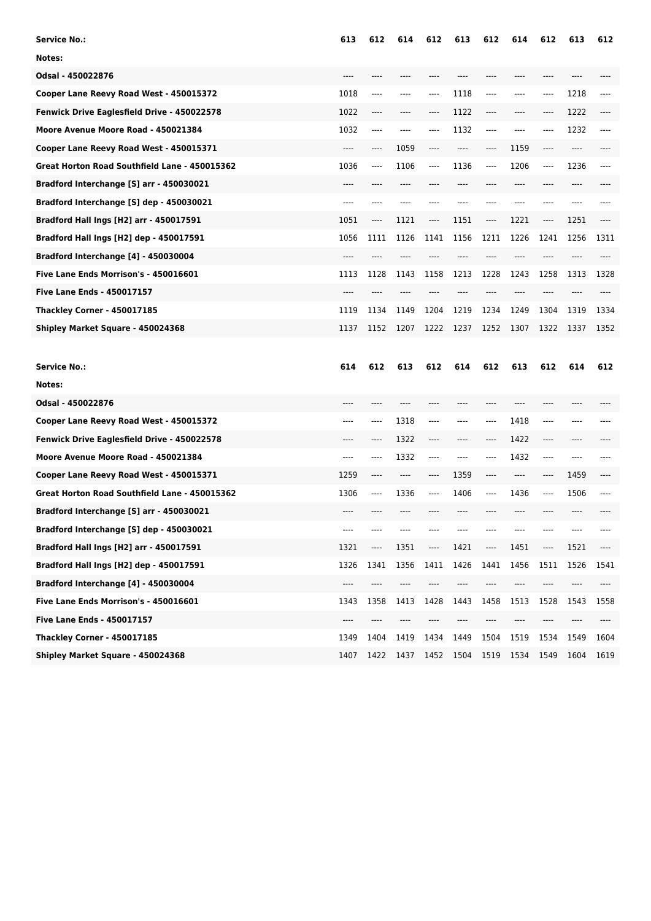| Service No.: | 613 | 612 | 614 | 612 | 613 | 612 | 614 | 612 | 613 | 612 |
|---|---|---|---|---|---|---|---|---|---|---|
| Notes: | | | | | | | | | | |
| Odsal - 450022876 | ---- | ---- | ---- | ---- | ---- | ---- | ---- | ---- | ---- | ---- |
| Cooper Lane Reevy Road West - 450015372 | 1018 | ---- | ---- | ---- | 1118 | ---- | ---- | ---- | 1218 | ---- |
| Fenwick Drive Eaglesfield Drive - 450022578 | 1022 | ---- | ---- | ---- | 1122 | ---- | ---- | ---- | 1222 | ---- |
| Moore Avenue Moore Road - 450021384 | 1032 | ---- | ---- | ---- | 1132 | ---- | ---- | ---- | 1232 | ---- |
| Cooper Lane Reevy Road West - 450015371 | ---- | ---- | 1059 | ---- | ---- | ---- | 1159 | ---- | ---- | ---- |
| Great Horton Road Southfield Lane - 450015362 | 1036 | ---- | 1106 | ---- | 1136 | ---- | 1206 | ---- | 1236 | ---- |
| Bradford Interchange [S] arr - 450030021 | ---- | ---- | ---- | ---- | ---- | ---- | ---- | ---- | ---- | ---- |
| Bradford Interchange [S] dep - 450030021 | ---- | ---- | ---- | ---- | ---- | ---- | ---- | ---- | ---- | ---- |
| Bradford Hall Ings [H2] arr - 450017591 | 1051 | ---- | 1121 | ---- | 1151 | ---- | 1221 | ---- | 1251 | ---- |
| Bradford Hall Ings [H2] dep - 450017591 | 1056 | 1111 | 1126 | 1141 | 1156 | 1211 | 1226 | 1241 | 1256 | 1311 |
| Bradford Interchange [4] - 450030004 | ---- | ---- | ---- | ---- | ---- | ---- | ---- | ---- | ---- | ---- |
| Five Lane Ends Morrison's - 450016601 | 1113 | 1128 | 1143 | 1158 | 1213 | 1228 | 1243 | 1258 | 1313 | 1328 |
| Five Lane Ends - 450017157 | ---- | ---- | ---- | ---- | ---- | ---- | ---- | ---- | ---- | ---- |
| Thackley Corner - 450017185 | 1119 | 1134 | 1149 | 1204 | 1219 | 1234 | 1249 | 1304 | 1319 | 1334 |
| Shipley Market Square - 450024368 | 1137 | 1152 | 1207 | 1222 | 1237 | 1252 | 1307 | 1322 | 1337 | 1352 |

| Service No.: | 614 | 612 | 613 | 612 | 614 | 612 | 613 | 612 | 614 | 612 |
|---|---|---|---|---|---|---|---|---|---|---|
| Notes: | | | | | | | | | | |
| Odsal - 450022876 | ---- | ---- | ---- | ---- | ---- | ---- | ---- | ---- | ---- | ---- |
| Cooper Lane Reevy Road West - 450015372 | ---- | ---- | 1318 | ---- | ---- | ---- | 1418 | ---- | ---- | ---- |
| Fenwick Drive Eaglesfield Drive - 450022578 | ---- | ---- | 1322 | ---- | ---- | ---- | 1422 | ---- | ---- | ---- |
| Moore Avenue Moore Road - 450021384 | ---- | ---- | 1332 | ---- | ---- | ---- | 1432 | ---- | ---- | ---- |
| Cooper Lane Reevy Road West - 450015371 | 1259 | ---- | ---- | ---- | 1359 | ---- | ---- | ---- | 1459 | ---- |
| Great Horton Road Southfield Lane - 450015362 | 1306 | ---- | 1336 | ---- | 1406 | ---- | 1436 | ---- | 1506 | ---- |
| Bradford Interchange [S] arr - 450030021 | ---- | ---- | ---- | ---- | ---- | ---- | ---- | ---- | ---- | ---- |
| Bradford Interchange [S] dep - 450030021 | ---- | ---- | ---- | ---- | ---- | ---- | ---- | ---- | ---- | ---- |
| Bradford Hall Ings [H2] arr - 450017591 | 1321 | ---- | 1351 | ---- | 1421 | ---- | 1451 | ---- | 1521 | ---- |
| Bradford Hall Ings [H2] dep - 450017591 | 1326 | 1341 | 1356 | 1411 | 1426 | 1441 | 1456 | 1511 | 1526 | 1541 |
| Bradford Interchange [4] - 450030004 | ---- | ---- | ---- | ---- | ---- | ---- | ---- | ---- | ---- | ---- |
| Five Lane Ends Morrison's - 450016601 | 1343 | 1358 | 1413 | 1428 | 1443 | 1458 | 1513 | 1528 | 1543 | 1558 |
| Five Lane Ends - 450017157 | ---- | ---- | ---- | ---- | ---- | ---- | ---- | ---- | ---- | ---- |
| Thackley Corner - 450017185 | 1349 | 1404 | 1419 | 1434 | 1449 | 1504 | 1519 | 1534 | 1549 | 1604 |
| Shipley Market Square - 450024368 | 1407 | 1422 | 1437 | 1452 | 1504 | 1519 | 1534 | 1549 | 1604 | 1619 |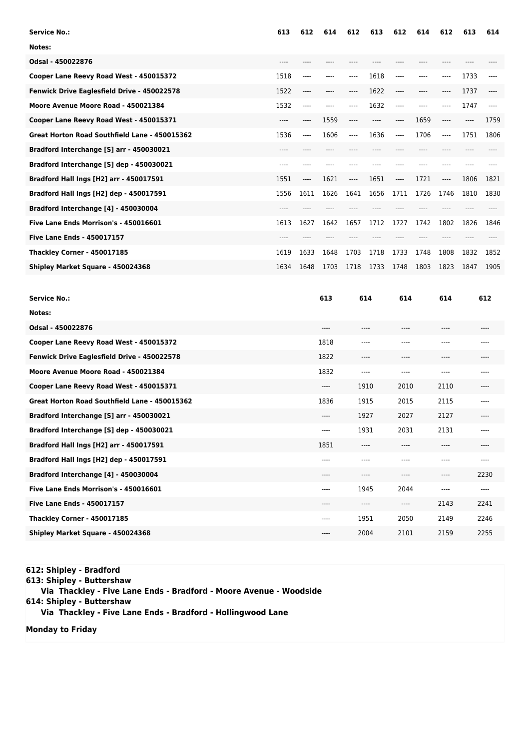| Service No.: | 613 | 612 | 614 | 612 | 613 | 612 | 614 | 612 | 613 | 614 |
|---|---|---|---|---|---|---|---|---|---|---|
| Notes: | | | | | | | | | | |
| Odsal - 450022876 | ---- | ---- | ---- | ---- | ---- | ---- | ---- | ---- | ---- | ---- |
| Cooper Lane Reevy Road West - 450015372 | 1518 | ---- | ---- | ---- | 1618 | ---- | ---- | ---- | 1733 | ---- |
| Fenwick Drive Eaglesfield Drive - 450022578 | 1522 | ---- | ---- | ---- | 1622 | ---- | ---- | ---- | 1737 | ---- |
| Moore Avenue Moore Road - 450021384 | 1532 | ---- | ---- | ---- | 1632 | ---- | ---- | ---- | 1747 | ---- |
| Cooper Lane Reevy Road West - 450015371 | ---- | ---- | 1559 | ---- | ---- | ---- | 1659 | ---- | ---- | 1759 |
| Great Horton Road Southfield Lane - 450015362 | 1536 | ---- | 1606 | ---- | 1636 | ---- | 1706 | ---- | 1751 | 1806 |
| Bradford Interchange [S] arr - 450030021 | ---- | ---- | ---- | ---- | ---- | ---- | ---- | ---- | ---- | ---- |
| Bradford Interchange [S] dep - 450030021 | ---- | ---- | ---- | ---- | ---- | ---- | ---- | ---- | ---- | ---- |
| Bradford Hall Ings [H2] arr - 450017591 | 1551 | ---- | 1621 | ---- | 1651 | ---- | 1721 | ---- | 1806 | 1821 |
| Bradford Hall Ings [H2] dep - 450017591 | 1556 | 1611 | 1626 | 1641 | 1656 | 1711 | 1726 | 1746 | 1810 | 1830 |
| Bradford Interchange [4] - 450030004 | ---- | ---- | ---- | ---- | ---- | ---- | ---- | ---- | ---- | ---- |
| Five Lane Ends Morrison's - 450016601 | 1613 | 1627 | 1642 | 1657 | 1712 | 1727 | 1742 | 1802 | 1826 | 1846 |
| Five Lane Ends - 450017157 | ---- | ---- | ---- | ---- | ---- | ---- | ---- | ---- | ---- | ---- |
| Thackley Corner - 450017185 | 1619 | 1633 | 1648 | 1703 | 1718 | 1733 | 1748 | 1808 | 1832 | 1852 |
| Shipley Market Square - 450024368 | 1634 | 1648 | 1703 | 1718 | 1733 | 1748 | 1803 | 1823 | 1847 | 1905 |

| Service No.: | 613 | 614 | 614 | 614 | 612 |
|---|---|---|---|---|---|
| Notes: | | | | | |
| Odsal - 450022876 | ---- | ---- | ---- | ---- | ---- |
| Cooper Lane Reevy Road West - 450015372 | 1818 | ---- | ---- | ---- | ---- |
| Fenwick Drive Eaglesfield Drive - 450022578 | 1822 | ---- | ---- | ---- | ---- |
| Moore Avenue Moore Road - 450021384 | 1832 | ---- | ---- | ---- | ---- |
| Cooper Lane Reevy Road West - 450015371 | ---- | 1910 | 2010 | 2110 | ---- |
| Great Horton Road Southfield Lane - 450015362 | 1836 | 1915 | 2015 | 2115 | ---- |
| Bradford Interchange [S] arr - 450030021 | ---- | 1927 | 2027 | 2127 | ---- |
| Bradford Interchange [S] dep - 450030021 | ---- | 1931 | 2031 | 2131 | ---- |
| Bradford Hall Ings [H2] arr - 450017591 | 1851 | ---- | ---- | ---- | ---- |
| Bradford Hall Ings [H2] dep - 450017591 | ---- | ---- | ---- | ---- | ---- |
| Bradford Interchange [4] - 450030004 | ---- | ---- | ---- | ---- | 2230 |
| Five Lane Ends Morrison's - 450016601 | ---- | 1945 | 2044 | ---- | ---- |
| Five Lane Ends - 450017157 | ---- | ---- | ---- | 2143 | 2241 |
| Thackley Corner - 450017185 | ---- | 1951 | 2050 | 2149 | 2246 |
| Shipley Market Square - 450024368 | ---- | 2004 | 2101 | 2159 | 2255 |

**612: Shipley - Bradford**
**613: Shipley - Buttershaw**
**Via Thackley - Five Lane Ends - Bradford - Moore Avenue - Woodside**
**614: Shipley - Buttershaw**
**Via Thackley - Five Lane Ends - Bradford - Hollingwood Lane**

**Monday to Friday**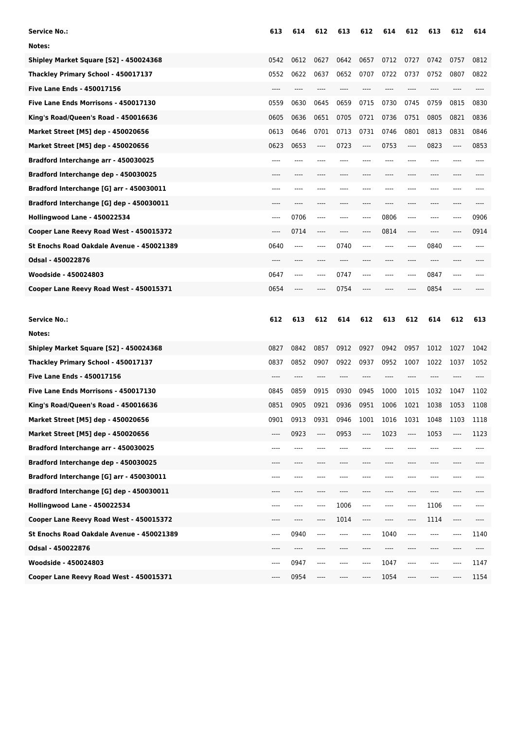| Service No.: | 613 | 614 | 612 | 613 | 612 | 614 | 612 | 613 | 612 | 614 |
|---|---|---|---|---|---|---|---|---|---|---|
| Notes: | | | | | | | | | | |
| Shipley Market Square [S2] - 450024368 | 0542 | 0612 | 0627 | 0642 | 0657 | 0712 | 0727 | 0742 | 0757 | 0812 |
| Thackley Primary School - 450017137 | 0552 | 0622 | 0637 | 0652 | 0707 | 0722 | 0737 | 0752 | 0807 | 0822 |
| Five Lane Ends - 450017156 | ---- | ---- | ---- | ---- | ---- | ---- | ---- | ---- | ---- | ---- |
| Five Lane Ends Morrisons - 450017130 | 0559 | 0630 | 0645 | 0659 | 0715 | 0730 | 0745 | 0759 | 0815 | 0830 |
| King's Road/Queen's Road - 450016636 | 0605 | 0636 | 0651 | 0705 | 0721 | 0736 | 0751 | 0805 | 0821 | 0836 |
| Market Street [M5] dep - 450020656 | 0613 | 0646 | 0701 | 0713 | 0731 | 0746 | 0801 | 0813 | 0831 | 0846 |
| Market Street [M5] dep - 450020656 | 0623 | 0653 | ---- | 0723 | ---- | 0753 | ---- | 0823 | ---- | 0853 |
| Bradford Interchange arr - 450030025 | ---- | ---- | ---- | ---- | ---- | ---- | ---- | ---- | ---- | ---- |
| Bradford Interchange dep - 450030025 | ---- | ---- | ---- | ---- | ---- | ---- | ---- | ---- | ---- | ---- |
| Bradford Interchange [G] arr - 450030011 | ---- | ---- | ---- | ---- | ---- | ---- | ---- | ---- | ---- | ---- |
| Bradford Interchange [G] dep - 450030011 | ---- | ---- | ---- | ---- | ---- | ---- | ---- | ---- | ---- | ---- |
| Hollingwood Lane - 450022534 | ---- | 0706 | ---- | ---- | ---- | 0806 | ---- | ---- | ---- | 0906 |
| Cooper Lane Reevy Road West - 450015372 | ---- | 0714 | ---- | ---- | ---- | 0814 | ---- | ---- | ---- | 0914 |
| St Enochs Road Oakdale Avenue - 450021389 | 0640 | ---- | ---- | 0740 | ---- | ---- | ---- | 0840 | ---- | ---- |
| Odsal - 450022876 | ---- | ---- | ---- | ---- | ---- | ---- | ---- | ---- | ---- | ---- |
| Woodside - 450024803 | 0647 | ---- | ---- | 0747 | ---- | ---- | ---- | 0847 | ---- | ---- |
| Cooper Lane Reevy Road West - 450015371 | 0654 | ---- | ---- | 0754 | ---- | ---- | ---- | 0854 | ---- | ---- |

| Service No.: | 612 | 613 | 612 | 614 | 612 | 613 | 612 | 614 | 612 | 613 |
|---|---|---|---|---|---|---|---|---|---|---|
| Notes: | | | | | | | | | | |
| Shipley Market Square [S2] - 450024368 | 0827 | 0842 | 0857 | 0912 | 0927 | 0942 | 0957 | 1012 | 1027 | 1042 |
| Thackley Primary School - 450017137 | 0837 | 0852 | 0907 | 0922 | 0937 | 0952 | 1007 | 1022 | 1037 | 1052 |
| Five Lane Ends - 450017156 | ---- | ---- | ---- | ---- | ---- | ---- | ---- | ---- | ---- | ---- |
| Five Lane Ends Morrisons - 450017130 | 0845 | 0859 | 0915 | 0930 | 0945 | 1000 | 1015 | 1032 | 1047 | 1102 |
| King's Road/Queen's Road - 450016636 | 0851 | 0905 | 0921 | 0936 | 0951 | 1006 | 1021 | 1038 | 1053 | 1108 |
| Market Street [M5] dep - 450020656 | 0901 | 0913 | 0931 | 0946 | 1001 | 1016 | 1031 | 1048 | 1103 | 1118 |
| Market Street [M5] dep - 450020656 | ---- | 0923 | ---- | 0953 | ---- | 1023 | ---- | 1053 | ---- | 1123 |
| Bradford Interchange arr - 450030025 | ---- | ---- | ---- | ---- | ---- | ---- | ---- | ---- | ---- | ---- |
| Bradford Interchange dep - 450030025 | ---- | ---- | ---- | ---- | ---- | ---- | ---- | ---- | ---- | ---- |
| Bradford Interchange [G] arr - 450030011 | ---- | ---- | ---- | ---- | ---- | ---- | ---- | ---- | ---- | ---- |
| Bradford Interchange [G] dep - 450030011 | ---- | ---- | ---- | ---- | ---- | ---- | ---- | ---- | ---- | ---- |
| Hollingwood Lane - 450022534 | ---- | ---- | ---- | 1006 | ---- | ---- | ---- | 1106 | ---- | ---- |
| Cooper Lane Reevy Road West - 450015372 | ---- | ---- | ---- | 1014 | ---- | ---- | ---- | 1114 | ---- | ---- |
| St Enochs Road Oakdale Avenue - 450021389 | ---- | 0940 | ---- | ---- | ---- | 1040 | ---- | ---- | ---- | 1140 |
| Odsal - 450022876 | ---- | ---- | ---- | ---- | ---- | ---- | ---- | ---- | ---- | ---- |
| Woodside - 450024803 | ---- | 0947 | ---- | ---- | ---- | 1047 | ---- | ---- | ---- | 1147 |
| Cooper Lane Reevy Road West - 450015371 | ---- | 0954 | ---- | ---- | ---- | 1054 | ---- | ---- | ---- | 1154 |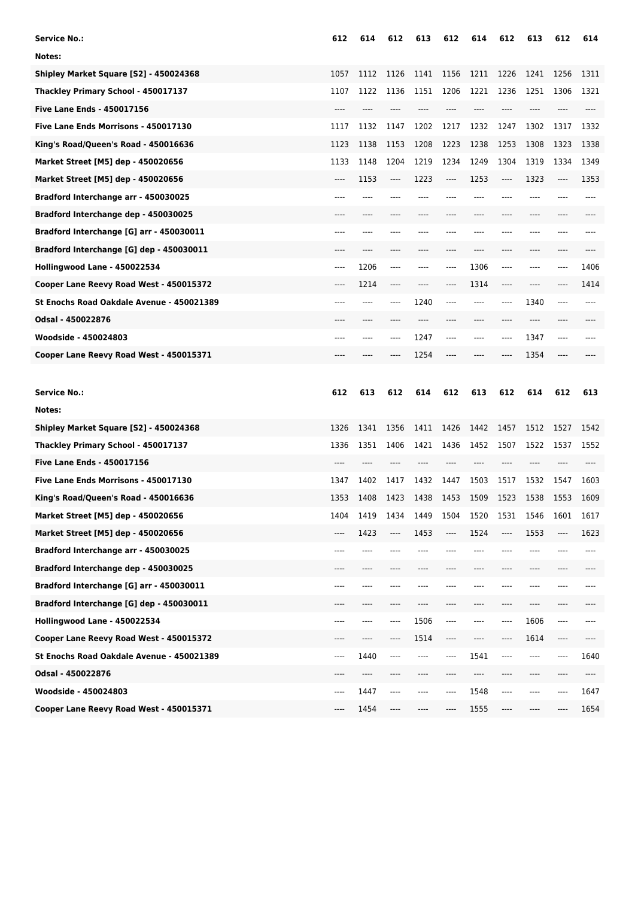| Service No.: | 612 | 614 | 612 | 613 | 612 | 614 | 612 | 613 | 612 | 614 |
|---|---|---|---|---|---|---|---|---|---|---|
| Notes: | | | | | | | | | | |
| Shipley Market Square [S2] - 450024368 | 1057 | 1112 | 1126 | 1141 | 1156 | 1211 | 1226 | 1241 | 1256 | 1311 |
| Thackley Primary School - 450017137 | 1107 | 1122 | 1136 | 1151 | 1206 | 1221 | 1236 | 1251 | 1306 | 1321 |
| Five Lane Ends - 450017156 | ---- | ---- | ---- | ---- | ---- | ---- | ---- | ---- | ---- | ---- |
| Five Lane Ends Morrisons - 450017130 | 1117 | 1132 | 1147 | 1202 | 1217 | 1232 | 1247 | 1302 | 1317 | 1332 |
| King's Road/Queen's Road - 450016636 | 1123 | 1138 | 1153 | 1208 | 1223 | 1238 | 1253 | 1308 | 1323 | 1338 |
| Market Street [M5] dep - 450020656 | 1133 | 1148 | 1204 | 1219 | 1234 | 1249 | 1304 | 1319 | 1334 | 1349 |
| Market Street [M5] dep - 450020656 | ---- | 1153 | ---- | 1223 | ---- | 1253 | ---- | 1323 | ---- | 1353 |
| Bradford Interchange arr - 450030025 | ---- | ---- | ---- | ---- | ---- | ---- | ---- | ---- | ---- | ---- |
| Bradford Interchange dep - 450030025 | ---- | ---- | ---- | ---- | ---- | ---- | ---- | ---- | ---- | ---- |
| Bradford Interchange [G] arr - 450030011 | ---- | ---- | ---- | ---- | ---- | ---- | ---- | ---- | ---- | ---- |
| Bradford Interchange [G] dep - 450030011 | ---- | ---- | ---- | ---- | ---- | ---- | ---- | ---- | ---- | ---- |
| Hollingwood Lane - 450022534 | ---- | 1206 | ---- | ---- | ---- | 1306 | ---- | ---- | ---- | 1406 |
| Cooper Lane Reevy Road West - 450015372 | ---- | 1214 | ---- | ---- | ---- | 1314 | ---- | ---- | ---- | 1414 |
| St Enochs Road Oakdale Avenue - 450021389 | ---- | ---- | ---- | 1240 | ---- | ---- | ---- | 1340 | ---- | ---- |
| Odsal - 450022876 | ---- | ---- | ---- | ---- | ---- | ---- | ---- | ---- | ---- | ---- |
| Woodside - 450024803 | ---- | ---- | ---- | 1247 | ---- | ---- | ---- | 1347 | ---- | ---- |
| Cooper Lane Reevy Road West - 450015371 | ---- | ---- | ---- | 1254 | ---- | ---- | ---- | 1354 | ---- | ---- |

| Service No.: | 612 | 613 | 612 | 614 | 612 | 613 | 612 | 614 | 612 | 613 |
|---|---|---|---|---|---|---|---|---|---|---|
| Notes: | | | | | | | | | | |
| Shipley Market Square [S2] - 450024368 | 1326 | 1341 | 1356 | 1411 | 1426 | 1442 | 1457 | 1512 | 1527 | 1542 |
| Thackley Primary School - 450017137 | 1336 | 1351 | 1406 | 1421 | 1436 | 1452 | 1507 | 1522 | 1537 | 1552 |
| Five Lane Ends - 450017156 | ---- | ---- | ---- | ---- | ---- | ---- | ---- | ---- | ---- | ---- |
| Five Lane Ends Morrisons - 450017130 | 1347 | 1402 | 1417 | 1432 | 1447 | 1503 | 1517 | 1532 | 1547 | 1603 |
| King's Road/Queen's Road - 450016636 | 1353 | 1408 | 1423 | 1438 | 1453 | 1509 | 1523 | 1538 | 1553 | 1609 |
| Market Street [M5] dep - 450020656 | 1404 | 1419 | 1434 | 1449 | 1504 | 1520 | 1531 | 1546 | 1601 | 1617 |
| Market Street [M5] dep - 450020656 | ---- | 1423 | ---- | 1453 | ---- | 1524 | ---- | 1553 | ---- | 1623 |
| Bradford Interchange arr - 450030025 | ---- | ---- | ---- | ---- | ---- | ---- | ---- | ---- | ---- | ---- |
| Bradford Interchange dep - 450030025 | ---- | ---- | ---- | ---- | ---- | ---- | ---- | ---- | ---- | ---- |
| Bradford Interchange [G] arr - 450030011 | ---- | ---- | ---- | ---- | ---- | ---- | ---- | ---- | ---- | ---- |
| Bradford Interchange [G] dep - 450030011 | ---- | ---- | ---- | ---- | ---- | ---- | ---- | ---- | ---- | ---- |
| Hollingwood Lane - 450022534 | ---- | ---- | ---- | 1506 | ---- | ---- | ---- | 1606 | ---- | ---- |
| Cooper Lane Reevy Road West - 450015372 | ---- | ---- | ---- | 1514 | ---- | ---- | ---- | 1614 | ---- | ---- |
| St Enochs Road Oakdale Avenue - 450021389 | ---- | 1440 | ---- | ---- | ---- | 1541 | ---- | ---- | ---- | 1640 |
| Odsal - 450022876 | ---- | ---- | ---- | ---- | ---- | ---- | ---- | ---- | ---- | ---- |
| Woodside - 450024803 | ---- | 1447 | ---- | ---- | ---- | 1548 | ---- | ---- | ---- | 1647 |
| Cooper Lane Reevy Road West - 450015371 | ---- | 1454 | ---- | ---- | ---- | 1555 | ---- | ---- | ---- | 1654 |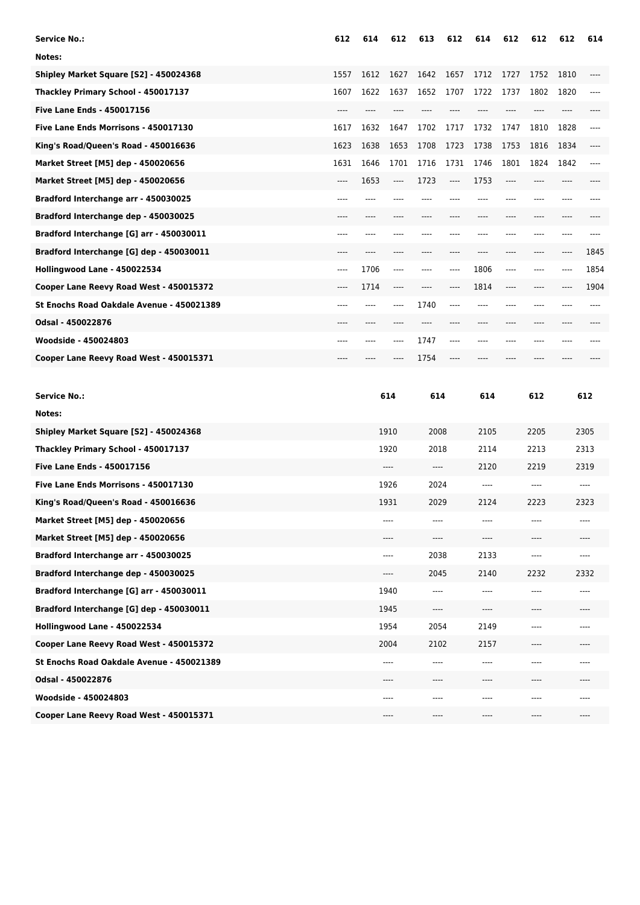| Service No.: | 612 | 614 | 612 | 613 | 612 | 614 | 612 | 612 | 612 | 614 |
|---|---|---|---|---|---|---|---|---|---|---|
| Notes: | | | | | | | | | | |
| Shipley Market Square [S2] - 450024368 | 1557 | 1612 | 1627 | 1642 | 1657 | 1712 | 1727 | 1752 | 1810 | ---- |
| Thackley Primary School - 450017137 | 1607 | 1622 | 1637 | 1652 | 1707 | 1722 | 1737 | 1802 | 1820 | ---- |
| Five Lane Ends - 450017156 | ---- | ---- | ---- | ---- | ---- | ---- | ---- | ---- | ---- | ---- |
| Five Lane Ends Morrisons - 450017130 | 1617 | 1632 | 1647 | 1702 | 1717 | 1732 | 1747 | 1810 | 1828 | ---- |
| King's Road/Queen's Road - 450016636 | 1623 | 1638 | 1653 | 1708 | 1723 | 1738 | 1753 | 1816 | 1834 | ---- |
| Market Street [M5] dep - 450020656 | 1631 | 1646 | 1701 | 1716 | 1731 | 1746 | 1801 | 1824 | 1842 | ---- |
| Market Street [M5] dep - 450020656 | ---- | 1653 | ---- | 1723 | ---- | 1753 | ---- | ---- | ---- | ---- |
| Bradford Interchange arr - 450030025 | ---- | ---- | ---- | ---- | ---- | ---- | ---- | ---- | ---- | ---- |
| Bradford Interchange dep - 450030025 | ---- | ---- | ---- | ---- | ---- | ---- | ---- | ---- | ---- | ---- |
| Bradford Interchange [G] arr - 450030011 | ---- | ---- | ---- | ---- | ---- | ---- | ---- | ---- | ---- | ---- |
| Bradford Interchange [G] dep - 450030011 | ---- | ---- | ---- | ---- | ---- | ---- | ---- | ---- | ---- | 1845 |
| Hollingwood Lane - 450022534 | ---- | 1706 | ---- | ---- | ---- | 1806 | ---- | ---- | ---- | 1854 |
| Cooper Lane Reevy Road West - 450015372 | ---- | 1714 | ---- | ---- | ---- | 1814 | ---- | ---- | ---- | 1904 |
| St Enochs Road Oakdale Avenue - 450021389 | ---- | ---- | ---- | 1740 | ---- | ---- | ---- | ---- | ---- | ---- |
| Odsal - 450022876 | ---- | ---- | ---- | ---- | ---- | ---- | ---- | ---- | ---- | ---- |
| Woodside - 450024803 | ---- | ---- | ---- | 1747 | ---- | ---- | ---- | ---- | ---- | ---- |
| Cooper Lane Reevy Road West - 450015371 | ---- | ---- | ---- | 1754 | ---- | ---- | ---- | ---- | ---- | ---- |

| Service No.: | 614 | 614 | 614 | 612 | 612 |
|---|---|---|---|---|---|
| Notes: | | | | | |
| Shipley Market Square [S2] - 450024368 | 1910 | 2008 | 2105 | 2205 | 2305 |
| Thackley Primary School - 450017137 | 1920 | 2018 | 2114 | 2213 | 2313 |
| Five Lane Ends - 450017156 | ---- | ---- | 2120 | 2219 | 2319 |
| Five Lane Ends Morrisons - 450017130 | 1926 | 2024 | ---- | ---- | ---- |
| King's Road/Queen's Road - 450016636 | 1931 | 2029 | 2124 | 2223 | 2323 |
| Market Street [M5] dep - 450020656 | ---- | ---- | ---- | ---- | ---- |
| Market Street [M5] dep - 450020656 | ---- | ---- | ---- | ---- | ---- |
| Bradford Interchange arr - 450030025 | ---- | 2038 | 2133 | ---- | ---- |
| Bradford Interchange dep - 450030025 | ---- | 2045 | 2140 | 2232 | 2332 |
| Bradford Interchange [G] arr - 450030011 | 1940 | ---- | ---- | ---- | ---- |
| Bradford Interchange [G] dep - 450030011 | 1945 | ---- | ---- | ---- | ---- |
| Hollingwood Lane - 450022534 | 1954 | 2054 | 2149 | ---- | ---- |
| Cooper Lane Reevy Road West - 450015372 | 2004 | 2102 | 2157 | ---- | ---- |
| St Enochs Road Oakdale Avenue - 450021389 | ---- | ---- | ---- | ---- | ---- |
| Odsal - 450022876 | ---- | ---- | ---- | ---- | ---- |
| Woodside - 450024803 | ---- | ---- | ---- | ---- | ---- |
| Cooper Lane Reevy Road West - 450015371 | ---- | ---- | ---- | ---- | ---- |